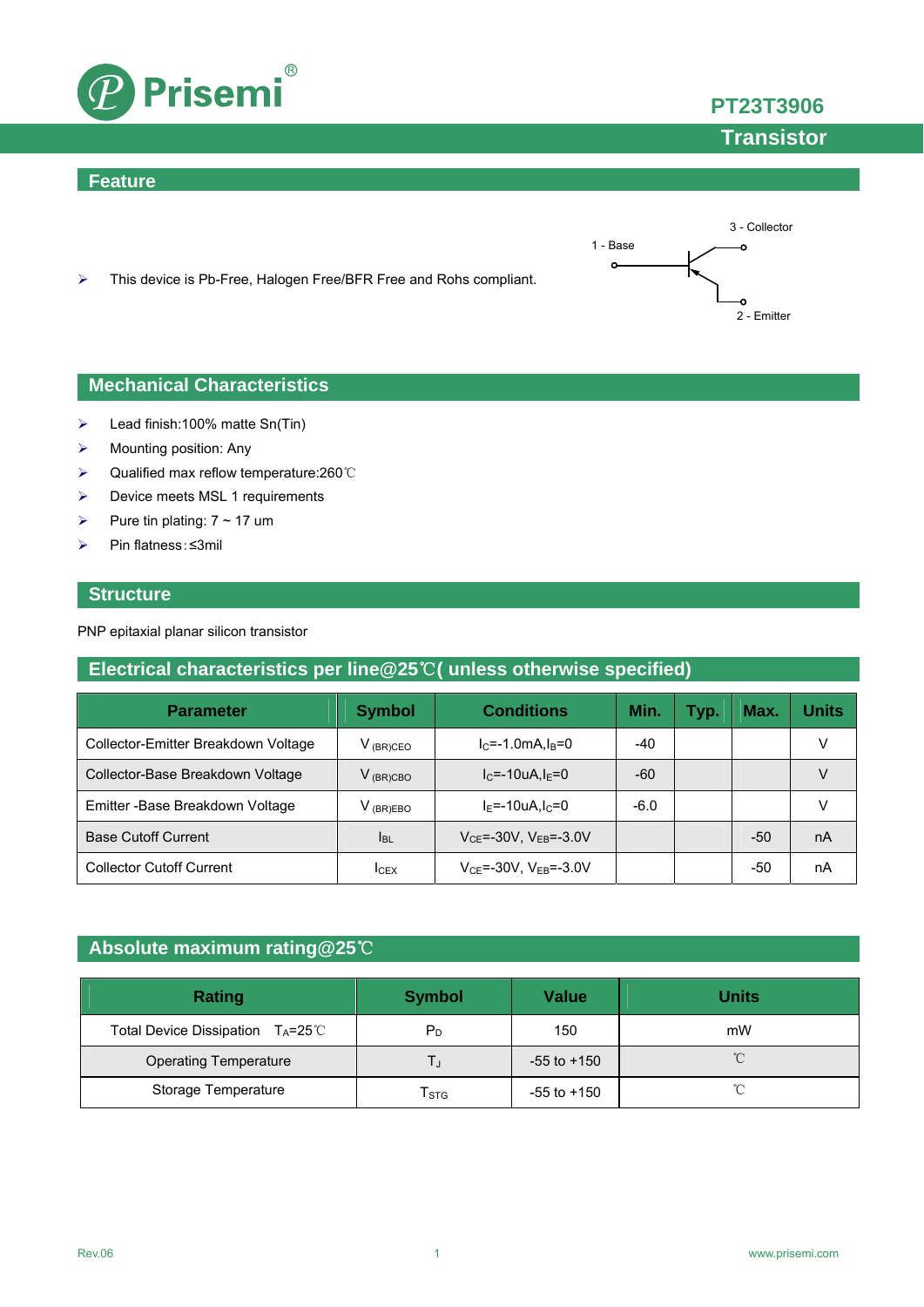# Prisemi®

## PT23T3906
## Transistor

## Feature

- This device is Pb-Free, Halogen Free/BFR Free and Rohs compliant.

3 - Collector
1 - Base
2 - Emitter

## Mechanical Characteristics

- Lead finish:100% matte Sn(Tin)
- Mounting position: Any
- Qualified max reflow temperature:260℃
- Device meets MSL 1 requirements
- Pure tin plating: 7 ~ 17 um
- Pin flatness:≤3mil

## Structure

PNP epitaxial planar silicon transistor

## Electrical characteristics per line@25℃( unless otherwise specified)

| Parameter | Symbol | Conditions | Min. | Typ. | Max. | Units |
|---|---|---|---|---|---|---|
| Collector-Emitter Breakdown Voltage | $V_{(BR)CEO}$ | $I_C$=-1.0mA,$I_B$=0 | -40 | | | V |
| Collector-Base Breakdown Voltage | $V_{(BR)CBO}$ | $I_C$=-10uA,$I_E$=0 | -60 | | | V |
| Emitter -Base Breakdown Voltage | $V_{(BR)EBO}$ | $I_E$=-10uA,$I_C$=0 | -6.0 | | | V |
| Base Cutoff Current | $I_{BL}$ | $V_{CE}$=-30V, $V_{EB}$=-3.0V | | | -50 | nA |
| Collector Cutoff Current | $I_{CEX}$ | $V_{CE}$=-30V, $V_{EB}$=-3.0V | | | -50 | nA |

## Absolute maximum rating@25℃

| Rating | Symbol | Value | Units |
|---|---|---|---|
| Total Device Dissipation $T_A$=25℃ | $P_D$ | 150 | mW |
| Operating Temperature | $T_J$ | -55 to +150 | ℃ |
| Storage Temperature | $T_{STG}$ | -55 to +150 | ℃ |

Rev.06 www.prisemi.com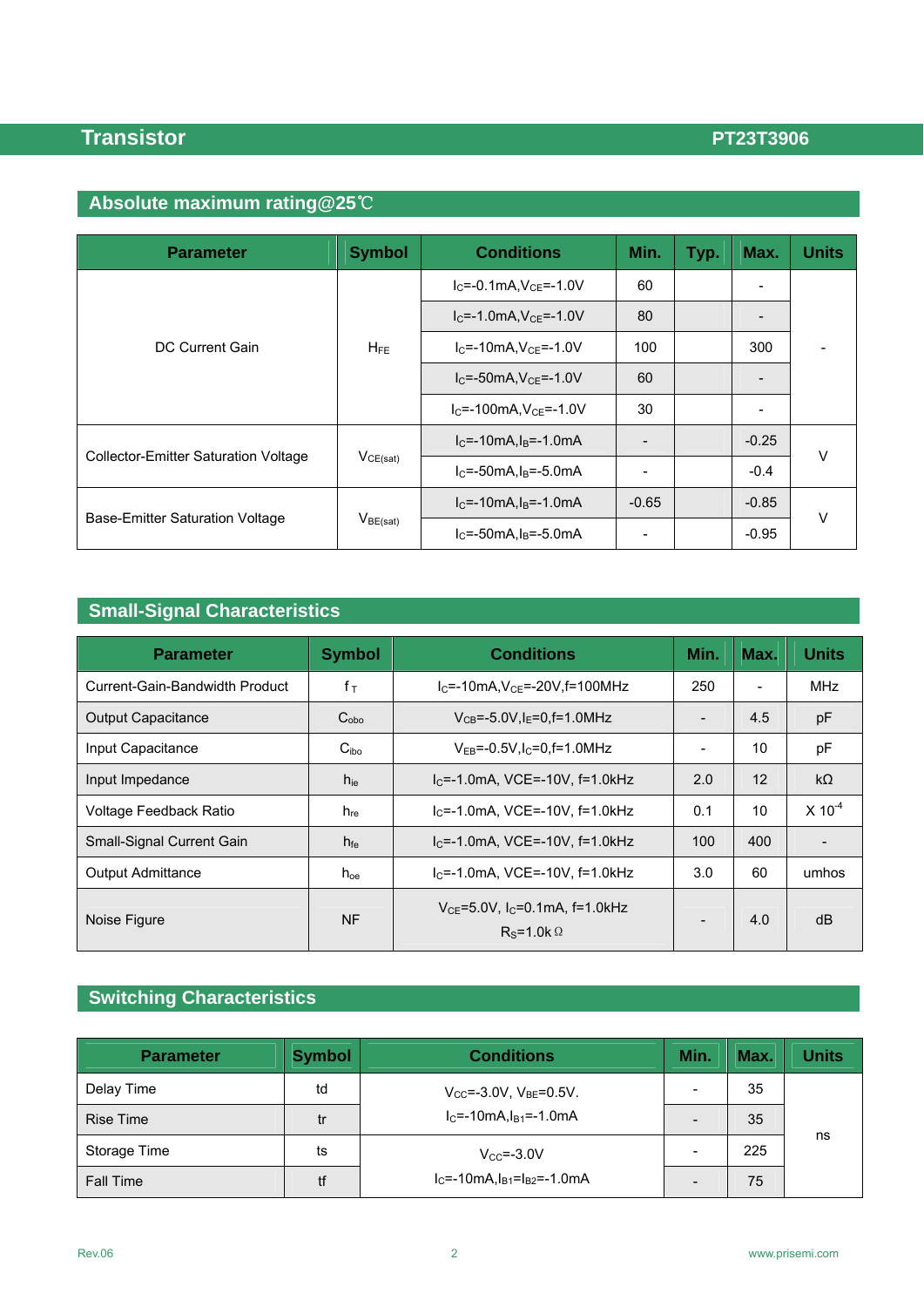## Absolute maximum rating@25℃

| Parameter | Symbol | Conditions | Min. | Typ. | Max. | Units |
|---|---|---|---|---|---|---|
| DC Current Gain | $H_{FE}$ | $I_C$=-0.1mA,$V_{CE}$=-1.0V | 60 | | - | - |
| | | $I_C$=-1.0mA,$V_{CE}$=-1.0V | 80 | | - | |
| | | $I_C$=-10mA,$V_{CE}$=-1.0V | 100 | | 300 | |
| | | $I_C$=-50mA,$V_{CE}$=-1.0V | 60 | | - | |
| | | $I_C$=-100mA,$V_{CE}$=-1.0V | 30 | | - | |
| Collector-Emitter Saturation Voltage | $V_{CE(sat)}$ | $I_C$=-10mA,$I_B$=-1.0mA | - | | -0.25 | V |
| | | $I_C$=-50mA,$I_B$=-5.0mA | - | | -0.4 | |
| Base-Emitter Saturation Voltage | $V_{BE(sat)}$ | $I_C$=-10mA,$I_B$=-1.0mA | -0.65 | | -0.85 | V |
| | | $I_C$=-50mA,$I_B$=-5.0mA | - | | -0.95 | |

## Small-Signal Characteristics

| Parameter | Symbol | Conditions | Min. | Max. | Units |
|---|---|---|---|---|---|
| Current-Gain-Bandwidth Product | $f_T$ | $I_C$=-10mA,$V_{CE}$=-20V,f=100MHz | 250 | - | MHz |
| Output Capacitance | $C_{obo}$ | $V_{CB}$=-5.0V,$I_E$=0,f=1.0MHz | - | 4.5 | pF |
| Input Capacitance | $C_{ibo}$ | $V_{EB}$=-0.5V,$I_C$=0,f=1.0MHz | - | 10 | pF |
| Input Impedance | $h_{ie}$ | $I_C$=-1.0mA, VCE=-10V, f=1.0kHz | 2.0 | 12 | kΩ |
| Voltage Feedback Ratio | $h_{re}$ | $I_C$=-1.0mA, VCE=-10V, f=1.0kHz | 0.1 | 10 | X $10^{-4}$ |
| Small-Signal Current Gain | $h_{fe}$ | $I_C$=-1.0mA, VCE=-10V, f=1.0kHz | 100 | 400 | - |
| Output Admittance | $h_{oe}$ | $I_C$=-1.0mA, VCE=-10V, f=1.0kHz | 3.0 | 60 | umhos |
| Noise Figure | NF | $V_{CE}$=5.0V, $I_C$=0.1mA, f=1.0kHz $R_S$=1.0kΩ | - | 4.0 | dB |

## Switching Characteristics

| Parameter | Symbol | Conditions | Min. | Max. | Units |
|---|---|---|---|---|---|
| Delay Time | td | $V_{CC}$=-3.0V, $V_{BE}$=0.5V. $I_C$=-10mA,$I_{B1}$=-1.0mA | - | 35 | ns |
| Rise Time | tr | | - | 35 | |
| Storage Time | ts | $V_{CC}$=-3.0V $I_C$=-10mA,$I_{B1}$=$I_{B2}$=-1.0mA | - | 225 | |
| Fall Time | tf | | - | 75 | |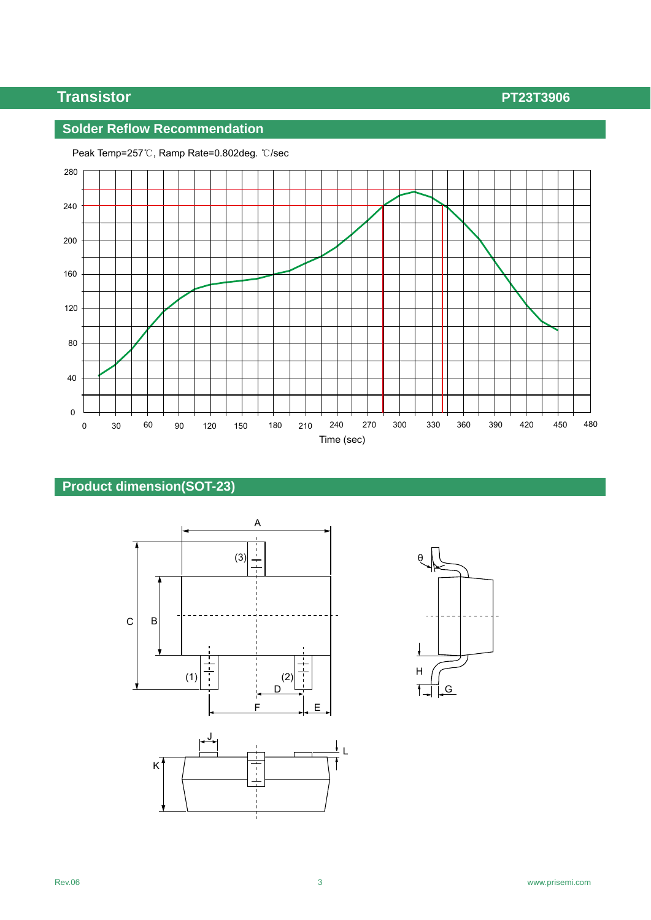## Solder Reflow Recommendation

Peak Temp=257℃, Ramp Rate=0.802deg. ℃/sec

## Product dimension(SOT-23)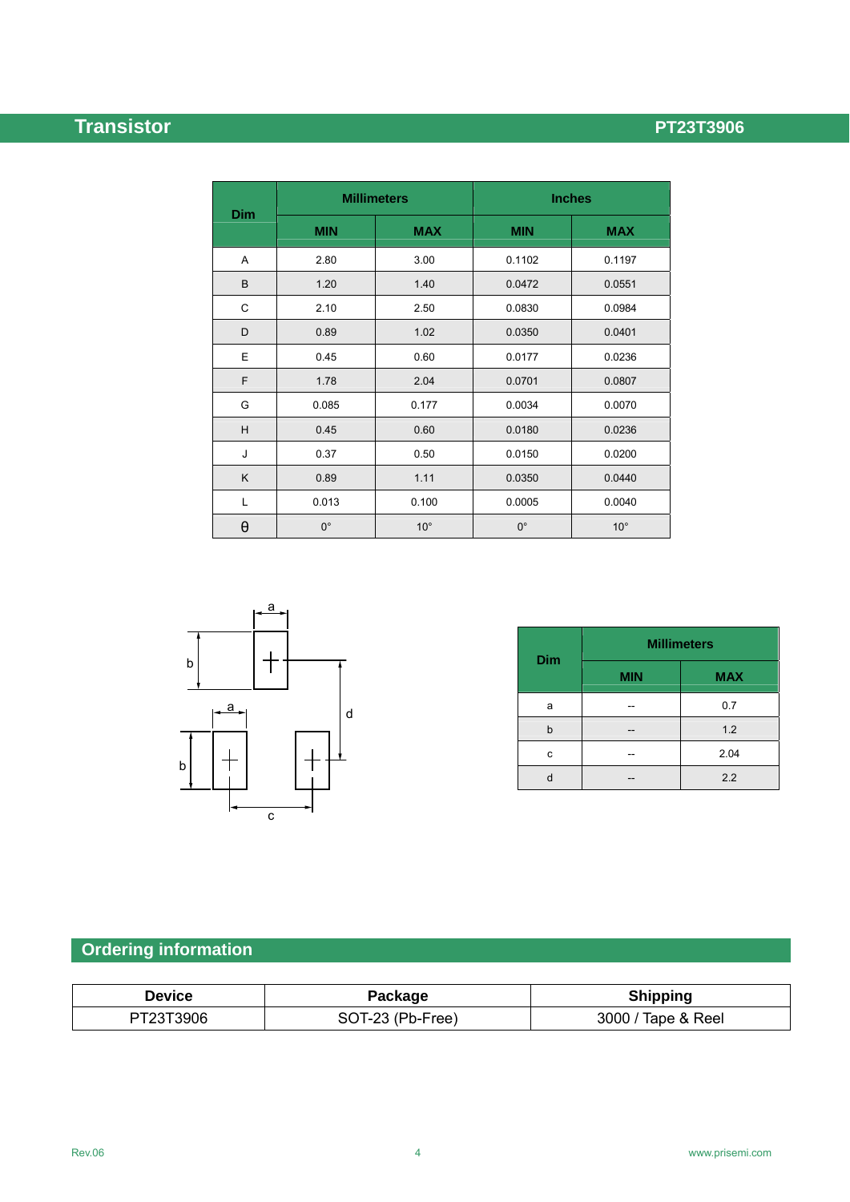| Dim | Millimeters | | Inches | |
|---|---|---|---|---|
| | MIN | MAX | MIN | MAX |
| A | 2.80 | 3.00 | 0.1102 | 0.1197 |
| B | 1.20 | 1.40 | 0.0472 | 0.0551 |
| C | 2.10 | 2.50 | 0.0830 | 0.0984 |
| D | 0.89 | 1.02 | 0.0350 | 0.0401 |
| E | 0.45 | 0.60 | 0.0177 | 0.0236 |
| F | 1.78 | 2.04 | 0.0701 | 0.0807 |
| G | 0.085 | 0.177 | 0.0034 | 0.0070 |
| H | 0.45 | 0.60 | 0.0180 | 0.0236 |
| J | 0.37 | 0.50 | 0.0150 | 0.0200 |
| K | 0.89 | 1.11 | 0.0350 | 0.0440 |
| L | 0.013 | 0.100 | 0.0005 | 0.0040 |
| θ | 0° | 10° | 0° | 10° |

| Dim | Millimeters | |
|---|---|---|
| | MIN | MAX |
| a | -- | 0.7 |
| b | -- | 1.2 |
| c | -- | 2.04 |
| d | -- | 2.2 |

## Ordering information

| Device | Package | Shipping |
|---|---|---|
| PT23T3906 | SOT-23 (Pb-Free) | 3000 / Tape & Reel |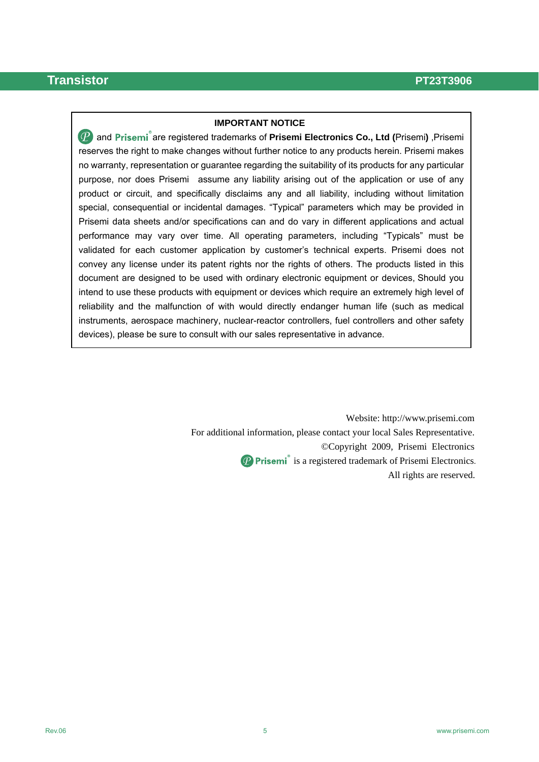## IMPORTANT NOTICE

and **Prisemi**® are registered trademarks of **Prisemi Electronics Co., Ltd (**Prisemi**)** ,Prisemi reserves the right to make changes without further notice to any products herein. Prisemi makes no warranty, representation or guarantee regarding the suitability of its products for any particular purpose, nor does Prisemi assume any liability arising out of the application or use of any product or circuit, and specifically disclaims any and all liability, including without limitation special, consequential or incidental damages. "Typical" parameters which may be provided in Prisemi data sheets and/or specifications can and do vary in different applications and actual performance may vary over time. All operating parameters, including "Typicals" must be validated for each customer application by customer's technical experts. Prisemi does not convey any license under its patent rights nor the rights of others. The products listed in this document are designed to be used with ordinary electronic equipment or devices, Should you intend to use these products with equipment or devices which require an extremely high level of reliability and the malfunction of with would directly endanger human life (such as medical instruments, aerospace machinery, nuclear-reactor controllers, fuel controllers and other safety devices), please be sure to consult with our sales representative in advance.

Website: http://www.prisemi.com

For additional information, please contact your local Sales Representative.

©Copyright 2009, Prisemi Electronics

**Prisemi**® is a registered trademark of Prisemi Electronics.

All rights are reserved.